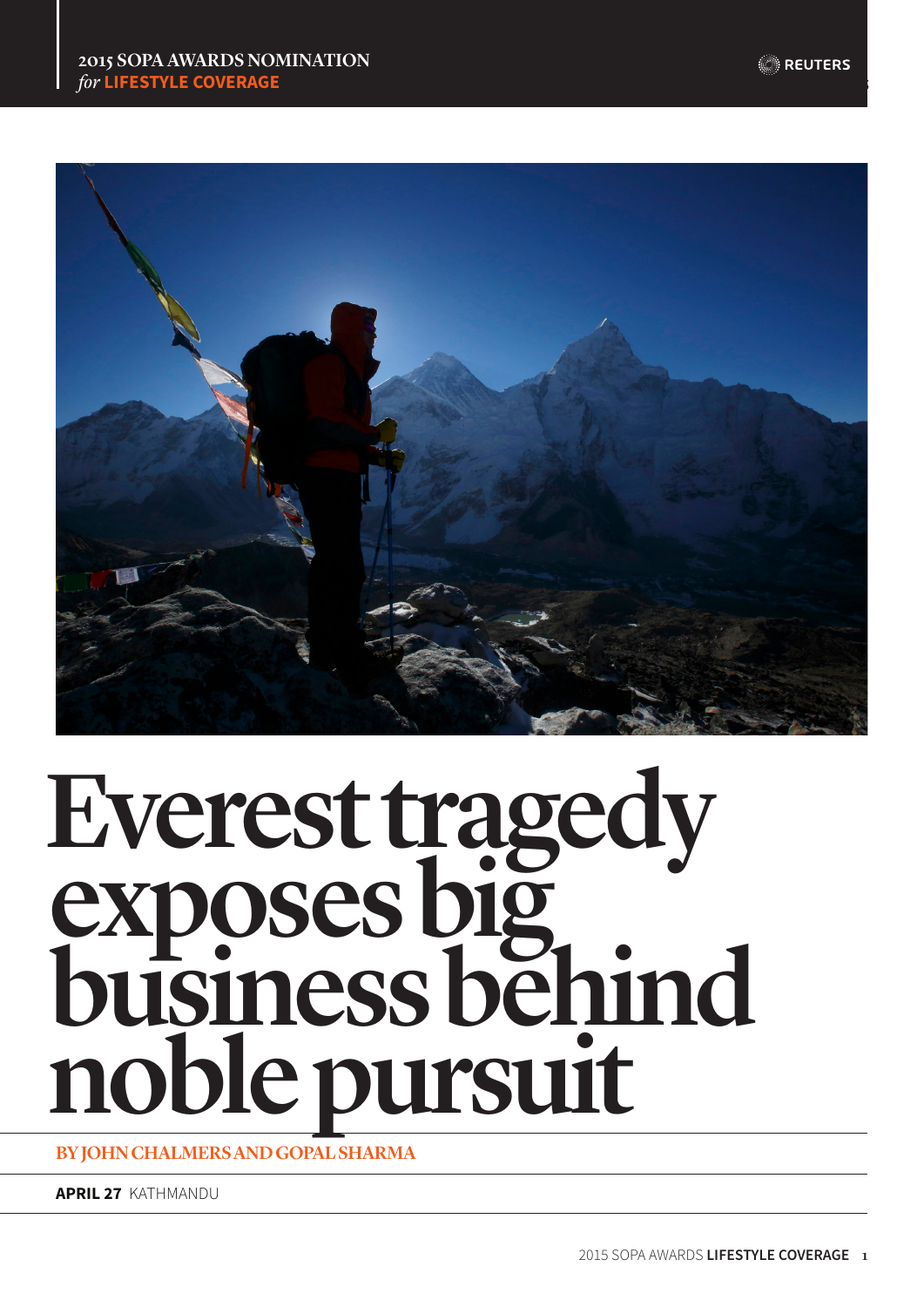2015 SOPA AWARDS NOMINATION
*for* **LIFESTYLE COVERAGE**

# Everest tragedy exposes big business behind noble pursuit

**BY JOHN CHALMERS AND GOPAL SHARMA**

**APRIL 27** KATHMANDU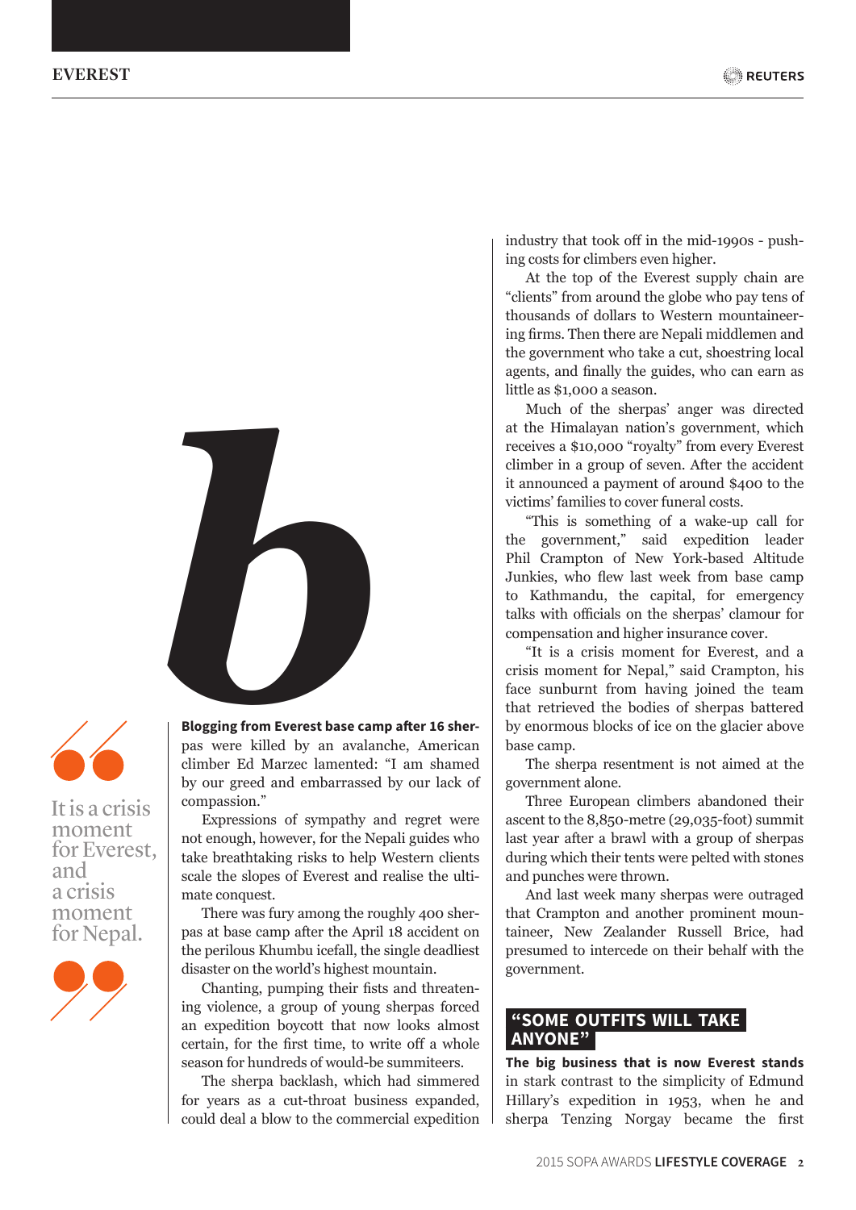> It is a crisis moment for Everest, and a crisis moment for Nepal.

b

**Blogging from Everest base camp after 16 sherpas were killed by an avalanche,** American climber Ed Marzec lamented: "I am shamed by our greed and embarrassed by our lack of compassion."

Expressions of sympathy and regret were not enough, however, for the Nepali guides who take breathtaking risks to help Western clients scale the slopes of Everest and realise the ultimate conquest.

There was fury among the roughly 400 sherpas at base camp after the April 18 accident on the perilous Khumbu icefall, the single deadliest disaster on the world's highest mountain.

Chanting, pumping their fists and threatening violence, a group of young sherpas forced an expedition boycott that now looks almost certain, for the first time, to write off a whole season for hundreds of would-be summiteers.

The sherpa backlash, which had simmered for years as a cut-throat business expanded, could deal a blow to the commercial expedition industry that took off in the mid-1990s - pushing costs for climbers even higher.

At the top of the Everest supply chain are "clients" from around the globe who pay tens of thousands of dollars to Western mountaineering firms. Then there are Nepali middlemen and the government who take a cut, shoestring local agents, and finally the guides, who can earn as little as $1,000 a season.

Much of the sherpas' anger was directed at the Himalayan nation's government, which receives a $10,000 "royalty" from every Everest climber in a group of seven. After the accident it announced a payment of around $400 to the victims' families to cover funeral costs.

"This is something of a wake-up call for the government," said expedition leader Phil Crampton of New York-based Altitude Junkies, who flew last week from base camp to Kathmandu, the capital, for emergency talks with officials on the sherpas' clamour for compensation and higher insurance cover.

"It is a crisis moment for Everest, and a crisis moment for Nepal," said Crampton, his face sunburnt from having joined the team that retrieved the bodies of sherpas battered by enormous blocks of ice on the glacier above base camp.

The sherpa resentment is not aimed at the government alone.

Three European climbers abandoned their ascent to the 8,850-metre (29,035-foot) summit last year after a brawl with a group of sherpas during which their tents were pelted with stones and punches were thrown.

And last week many sherpas were outraged that Crampton and another prominent mountaineer, New Zealander Russell Brice, had presumed to intercede on their behalf with the government.

## "SOME OUTFITS WILL TAKE ANYONE"

**The big business that is now Everest stands** in stark contrast to the simplicity of Edmund Hillary's expedition in 1953, when he and sherpa Tenzing Norgay became the first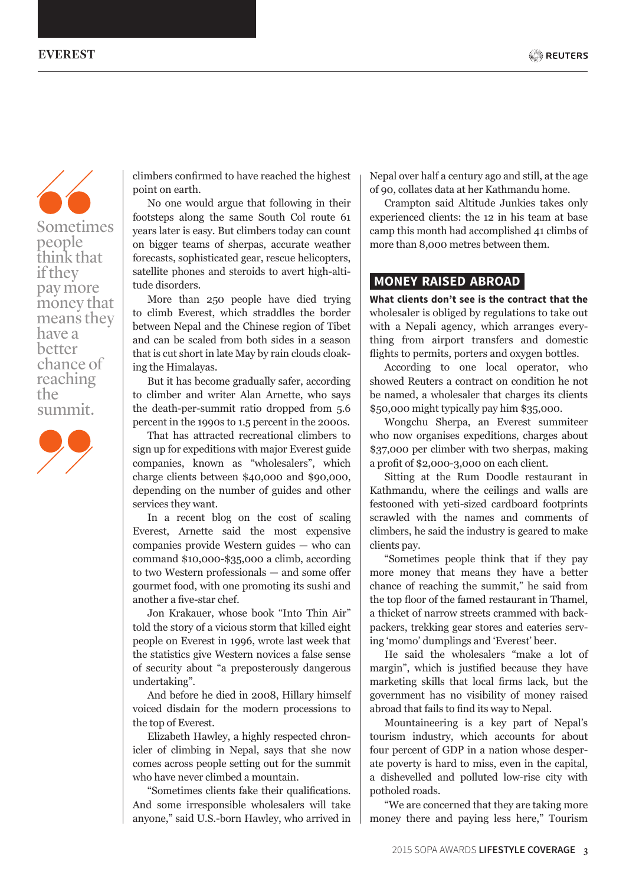> Sometimes people think that if they pay more money that means they have a better chance of reaching the summit.

climbers confirmed to have reached the highest point on earth.

No one would argue that following in their footsteps along the same South Col route 61 years later is easy. But climbers today can count on bigger teams of sherpas, accurate weather forecasts, sophisticated gear, rescue helicopters, satellite phones and steroids to avert high-altitude disorders.

More than 250 people have died trying to climb Everest, which straddles the border between Nepal and the Chinese region of Tibet and can be scaled from both sides in a season that is cut short in late May by rain clouds cloaking the Himalayas.

But it has become gradually safer, according to climber and writer Alan Arnette, who says the death-per-summit ratio dropped from 5.6 percent in the 1990s to 1.5 percent in the 2000s.

That has attracted recreational climbers to sign up for expeditions with major Everest guide companies, known as "wholesalers", which charge clients between $40,000 and $90,000, depending on the number of guides and other services they want.

In a recent blog on the cost of scaling Everest, Arnette said the most expensive companies provide Western guides — who can command $10,000-$35,000 a climb, according to two Western professionals — and some offer gourmet food, with one promoting its sushi and another a five-star chef.

Jon Krakauer, whose book "Into Thin Air" told the story of a vicious storm that killed eight people on Everest in 1996, wrote last week that the statistics give Western novices a false sense of security about "a preposterously dangerous undertaking".

And before he died in 2008, Hillary himself voiced disdain for the modern processions to the top of Everest.

Elizabeth Hawley, a highly respected chronicler of climbing in Nepal, says that she now comes across people setting out for the summit who have never climbed a mountain.

"Sometimes clients fake their qualifications. And some irresponsible wholesalers will take anyone," said U.S.-born Hawley, who arrived in Nepal over half a century ago and still, at the age of 90, collates data at her Kathmandu home.

Crampton said Altitude Junkies takes only experienced clients: the 12 in his team at base camp this month had accomplished 41 climbs of more than 8,000 metres between them.

## MONEY RAISED ABROAD

**What clients don't see is the contract that the** wholesaler is obliged by regulations to take out with a Nepali agency, which arranges everything from airport transfers and domestic flights to permits, porters and oxygen bottles.

According to one local operator, who showed Reuters a contract on condition he not be named, a wholesaler that charges its clients $50,000 might typically pay him $35,000.

Wongchu Sherpa, an Everest summiteer who now organises expeditions, charges about $37,000 per climber with two sherpas, making a profit of $2,000-3,000 on each client.

Sitting at the Rum Doodle restaurant in Kathmandu, where the ceilings and walls are festooned with yeti-sized cardboard footprints scrawled with the names and comments of climbers, he said the industry is geared to make clients pay.

"Sometimes people think that if they pay more money that means they have a better chance of reaching the summit," he said from the top floor of the famed restaurant in Thamel, a thicket of narrow streets crammed with backpackers, trekking gear stores and eateries serving 'momo' dumplings and 'Everest' beer.

He said the wholesalers "make a lot of margin", which is justified because they have marketing skills that local firms lack, but the government has no visibility of money raised abroad that fails to find its way to Nepal.

Mountaineering is a key part of Nepal's tourism industry, which accounts for about four percent of GDP in a nation whose desperate poverty is hard to miss, even in the capital, a dishevelled and polluted low-rise city with potholed roads.

"We are concerned that they are taking more money there and paying less here," Tourism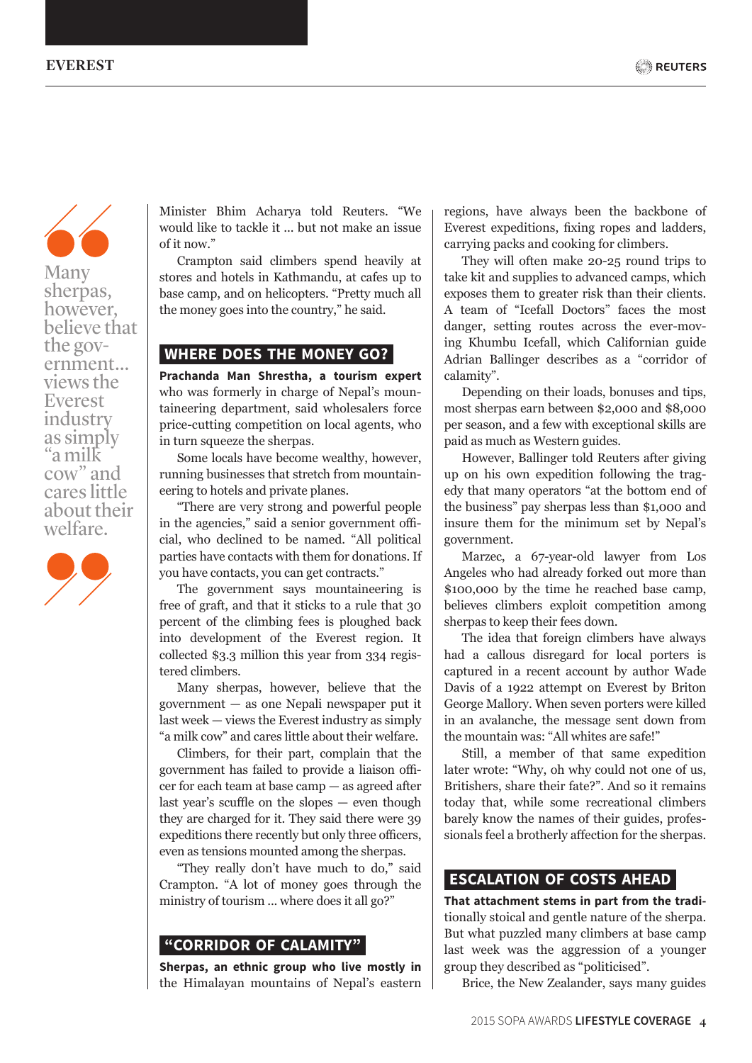> Many sherpas, however, believe that the government... views the Everest industry as simply "a milk cow" and cares little about their welfare.

Minister Bhim Acharya told Reuters. "We would like to tackle it ... but not make an issue of it now."

Crampton said climbers spend heavily at stores and hotels in Kathmandu, at cafes up to base camp, and on helicopters. "Pretty much all the money goes into the country," he said.

## WHERE DOES THE MONEY GO?

**Prachanda Man Shrestha, a tourism expert** who was formerly in charge of Nepal's mountaineering department, said wholesalers force price-cutting competition on local agents, who in turn squeeze the sherpas.

Some locals have become wealthy, however, running businesses that stretch from mountaineering to hotels and private planes.

"There are very strong and powerful people in the agencies," said a senior government official, who declined to be named. "All political parties have contacts with them for donations. If you have contacts, you can get contracts."

The government says mountaineering is free of graft, and that it sticks to a rule that 30 percent of the climbing fees is ploughed back into development of the Everest region. It collected $3.3 million this year from 334 registered climbers.

Many sherpas, however, believe that the government — as one Nepali newspaper put it last week — views the Everest industry as simply "a milk cow" and cares little about their welfare.

Climbers, for their part, complain that the government has failed to provide a liaison officer for each team at base camp — as agreed after last year's scuffle on the slopes — even though they are charged for it. They said there were 39 expeditions there recently but only three officers, even as tensions mounted among the sherpas.

"They really don't have much to do," said Crampton. "A lot of money goes through the ministry of tourism ... where does it all go?"

## "CORRIDOR OF CALAMITY"

**Sherpas, an ethnic group who live mostly in** the Himalayan mountains of Nepal's eastern regions, have always been the backbone of Everest expeditions, fixing ropes and ladders, carrying packs and cooking for climbers.

They will often make 20-25 round trips to take kit and supplies to advanced camps, which exposes them to greater risk than their clients. A team of "Icefall Doctors" faces the most danger, setting routes across the ever-moving Khumbu Icefall, which Californian guide Adrian Ballinger describes as a "corridor of calamity".

Depending on their loads, bonuses and tips, most sherpas earn between $2,000 and $8,000 per season, and a few with exceptional skills are paid as much as Western guides.

However, Ballinger told Reuters after giving up on his own expedition following the tragedy that many operators "at the bottom end of the business" pay sherpas less than $1,000 and insure them for the minimum set by Nepal's government.

Marzec, a 67-year-old lawyer from Los Angeles who had already forked out more than $100,000 by the time he reached base camp, believes climbers exploit competition among sherpas to keep their fees down.

The idea that foreign climbers have always had a callous disregard for local porters is captured in a recent account by author Wade Davis of a 1922 attempt on Everest by Briton George Mallory. When seven porters were killed in an avalanche, the message sent down from the mountain was: "All whites are safe!"

Still, a member of that same expedition later wrote: "Why, oh why could not one of us, Britishers, share their fate?". And so it remains today that, while some recreational climbers barely know the names of their guides, professionals feel a brotherly affection for the sherpas.

## ESCALATION OF COSTS AHEAD

**That attachment stems in part from the tradi**tionally stoical and gentle nature of the sherpa. But what puzzled many climbers at base camp last week was the aggression of a younger group they described as "politicised".

Brice, the New Zealander, says many guides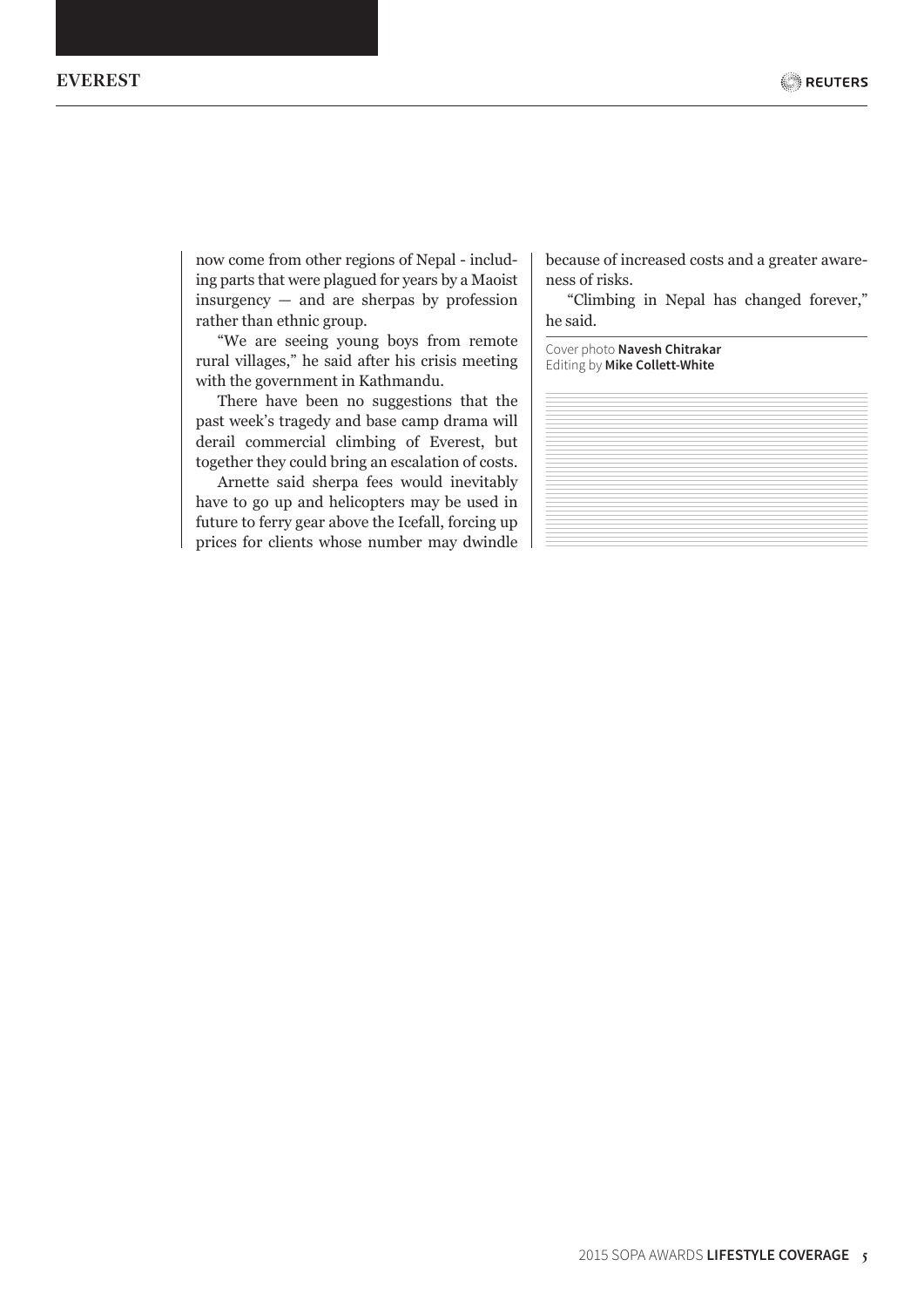now come from other regions of Nepal - including parts that were plagued for years by a Maoist insurgency — and are sherpas by profession rather than ethnic group.

“We are seeing young boys from remote rural villages,” he said after his crisis meeting with the government in Kathmandu.

There have been no suggestions that the past week’s tragedy and base camp drama will derail commercial climbing of Everest, but together they could bring an escalation of costs.

Arnette said sherpa fees would inevitably have to go up and helicopters may be used in future to ferry gear above the Icefall, forcing up prices for clients whose number may dwindle because of increased costs and a greater awareness of risks.

“Climbing in Nepal has changed forever,” he said.

Cover photo **Navesh Chitrakar**
Editing by **Mike Collett-White**